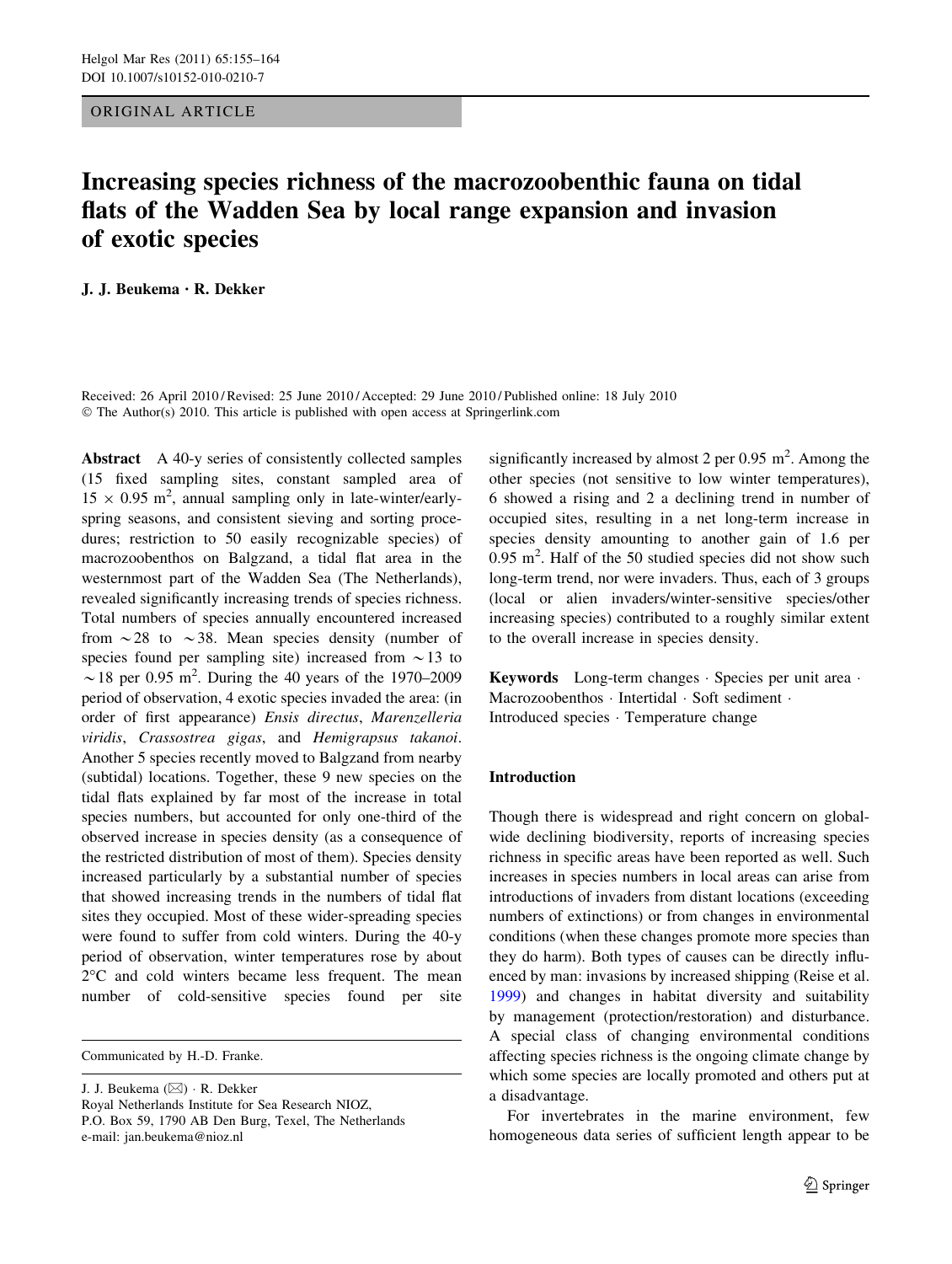ORIGINAL ARTICLE

# Increasing species richness of the macrozoobenthic fauna on tidal flats of the Wadden Sea by local range expansion and invasion of exotic species

**J. J. Beukema · R. Dekker**

Received: 26 April 2010 / Revised: 25 June 2010 / Accepted: 29 June 2010 / Published online: 18 July 2010
© The Author(s) 2010. This article is published with open access at Springerlink.com

**Abstract** A 40-y series of consistently collected samples (15 fixed sampling sites, constant sampled area of $15 \times 0.95$ m$^2$, annual sampling only in late-winter/early-spring seasons, and consistent sieving and sorting procedures; restriction to 50 easily recognizable species) of macrozoobenthos on Balgzand, a tidal flat area in the westernmost part of the Wadden Sea (The Netherlands), revealed significantly increasing trends of species richness. Total numbers of species annually encountered increased from $\sim$28 to $\sim$38. Mean species density (number of species found per sampling site) increased from $\sim$13 to $\sim$18 per 0.95 m$^2$. During the 40 years of the 1970–2009 period of observation, 4 exotic species invaded the area: (in order of first appearance) *Ensis directus*, *Marenzelleria viridis*, *Crassostrea gigas*, and *Hemigrapsus takanoi*. Another 5 species recently moved to Balgzand from nearby (subtidal) locations. Together, these 9 new species on the tidal flats explained by far most of the increase in total species numbers, but accounted for only one-third of the observed increase in species density (as a consequence of the restricted distribution of most of them). Species density increased particularly by a substantial number of species that showed increasing trends in the numbers of tidal flat sites they occupied. Most of these wider-spreading species were found to suffer from cold winters. During the 40-y period of observation, winter temperatures rose by about 2°C and cold winters became less frequent. The mean number of cold-sensitive species found per site significantly increased by almost 2 per 0.95 m$^2$. Among the other species (not sensitive to low winter temperatures), 6 showed a rising and 2 a declining trend in number of occupied sites, resulting in a net long-term increase in species density amounting to another gain of 1.6 per 0.95 m$^2$. Half of the 50 studied species did not show such long-term trend, nor were invaders. Thus, each of 3 groups (local or alien invaders/winter-sensitive species/other increasing species) contributed to a roughly similar extent to the overall increase in species density.

**Keywords** Long-term changes · Species per unit area · Macrozoobenthos · Intertidal · Soft sediment · Introduced species · Temperature change

Communicated by H.-D. Franke.

J. J. Beukema (✉) · R. Dekker
Royal Netherlands Institute for Sea Research NIOZ,
P.O. Box 59, 1790 AB Den Burg, Texel, The Netherlands
e-mail: jan.beukema@nioz.nl

## Introduction

Though there is widespread and right concern on global-wide declining biodiversity, reports of increasing species richness in specific areas have been reported as well. Such increases in species numbers in local areas can arise from introductions of invaders from distant locations (exceeding numbers of extinctions) or from changes in environmental conditions (when these changes promote more species than they do harm). Both types of causes can be directly influenced by man: invasions by increased shipping (Reise et al. 1999) and changes in habitat diversity and suitability by management (protection/restoration) and disturbance. A special class of changing environmental conditions affecting species richness is the ongoing climate change by which some species are locally promoted and others put at a disadvantage.

For invertebrates in the marine environment, few homogeneous data series of sufficient length appear to be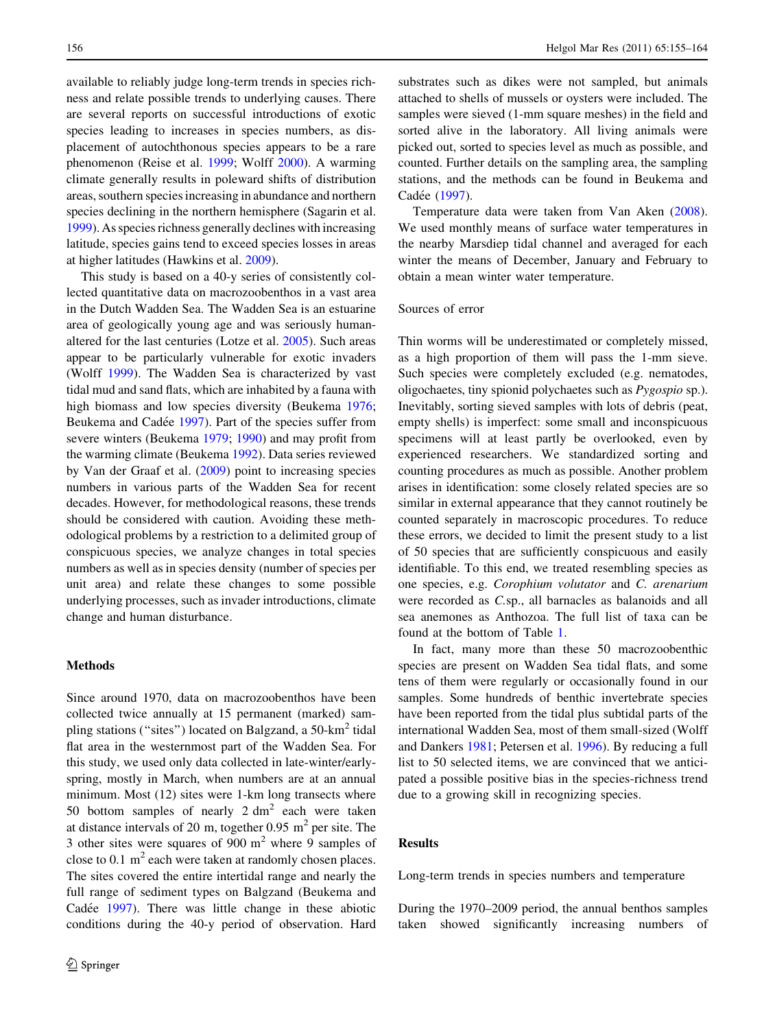available to reliably judge long-term trends in species richness and relate possible trends to underlying causes. There are several reports on successful introductions of exotic species leading to increases in species numbers, as displacement of autochthonous species appears to be a rare phenomenon (Reise et al. 1999; Wolff 2000). A warming climate generally results in poleward shifts of distribution areas, southern species increasing in abundance and northern species declining in the northern hemisphere (Sagarin et al. 1999). As species richness generally declines with increasing latitude, species gains tend to exceed species losses in areas at higher latitudes (Hawkins et al. 2009).

This study is based on a 40-y series of consistently collected quantitative data on macrozoobenthos in a vast area in the Dutch Wadden Sea. The Wadden Sea is an estuarine area of geologically young age and was seriously human-altered for the last centuries (Lotze et al. 2005). Such areas appear to be particularly vulnerable for exotic invaders (Wolff 1999). The Wadden Sea is characterized by vast tidal mud and sand flats, which are inhabited by a fauna with high biomass and low species diversity (Beukema 1976; Beukema and Cadée 1997). Part of the species suffer from severe winters (Beukema 1979; 1990) and may profit from the warming climate (Beukema 1992). Data series reviewed by Van der Graaf et al. (2009) point to increasing species numbers in various parts of the Wadden Sea for recent decades. However, for methodological reasons, these trends should be considered with caution. Avoiding these methodological problems by a restriction to a delimited group of conspicuous species, we analyze changes in total species numbers as well as in species density (number of species per unit area) and relate these changes to some possible underlying processes, such as invader introductions, climate change and human disturbance.

## Methods

Since around 1970, data on macrozoobenthos have been collected twice annually at 15 permanent (marked) sampling stations ("sites") located on Balgzand, a 50-km$^2$ tidal flat area in the westernmost part of the Wadden Sea. For this study, we used only data collected in late-winter/early-spring, mostly in March, when numbers are at an annual minimum. Most (12) sites were 1-km long transects where 50 bottom samples of nearly 2 dm$^2$ each were taken at distance intervals of 20 m, together 0.95 m$^2$ per site. The 3 other sites were squares of 900 m$^2$ where 9 samples of close to 0.1 m$^2$ each were taken at randomly chosen places. The sites covered the entire intertidal range and nearly the full range of sediment types on Balgzand (Beukema and Cadée 1997). There was little change in these abiotic conditions during the 40-y period of observation. Hard substrates such as dikes were not sampled, but animals attached to shells of mussels or oysters were included. The samples were sieved (1-mm square meshes) in the field and sorted alive in the laboratory. All living animals were picked out, sorted to species level as much as possible, and counted. Further details on the sampling area, the sampling stations, and the methods can be found in Beukema and Cadée (1997).

Temperature data were taken from Van Aken (2008). We used monthly means of surface water temperatures in the nearby Marsdiep tidal channel and averaged for each winter the means of December, January and February to obtain a mean winter water temperature.

### Sources of error

Thin worms will be underestimated or completely missed, as a high proportion of them will pass the 1-mm sieve. Such species were completely excluded (e.g. nematodes, oligochaetes, tiny spionid polychaetes such as *Pygospio* sp.). Inevitably, sorting sieved samples with lots of debris (peat, empty shells) is imperfect: some small and inconspicuous specimens will at least partly be overlooked, even by experienced researchers. We standardized sorting and counting procedures as much as possible. Another problem arises in identification: some closely related species are so similar in external appearance that they cannot routinely be counted separately in macroscopic procedures. To reduce these errors, we decided to limit the present study to a list of 50 species that are sufficiently conspicuous and easily identifiable. To this end, we treated resembling species as one species, e.g. *Corophium volutator* and *C. arenarium* were recorded as *C.*sp., all barnacles as balanoids and all sea anemones as Anthozoa. The full list of taxa can be found at the bottom of Table 1.

In fact, many more than these 50 macrozoobenthic species are present on Wadden Sea tidal flats, and some tens of them were regularly or occasionally found in our samples. Some hundreds of benthic invertebrate species have been reported from the tidal plus subtidal parts of the international Wadden Sea, most of them small-sized (Wolff and Dankers 1981; Petersen et al. 1996). By reducing a full list to 50 selected items, we are convinced that we anticipated a possible positive bias in the species-richness trend due to a growing skill in recognizing species.

## Results

### Long-term trends in species numbers and temperature

During the 1970–2009 period, the annual benthos samples taken showed significantly increasing numbers of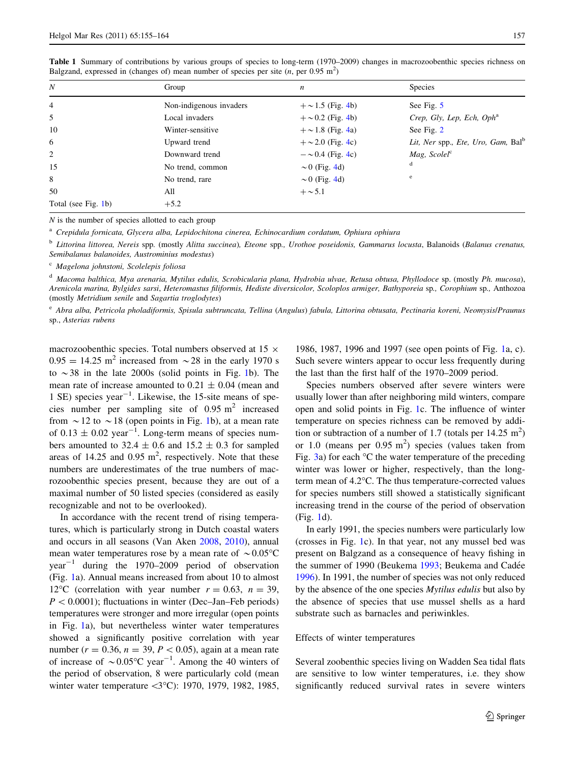**Table 1** Summary of contributions by various groups of species to long-term (1970–2009) changes in macrozoobenthic species richness on Balgzand, expressed in (changes of) mean number of species per site ($n$, per 0.95 m$^2$)

| $N$ | Group | $n$ | Species |
|---|---|---|---|
| 4 | Non-indigenous invaders | +∼1.5 (Fig. 4b) | See Fig. 5 |
| 5 | Local invaders | +∼0.2 (Fig. 4b) | *Crep, Gly, Lep, Ech, Oph*[a] |
| 10 | Winter-sensitive | +∼1.8 (Fig. 4a) | See Fig. 2 |
| 6 | Upward trend | +∼2.0 (Fig. 4c) | *Lit, Ner* spp., *Ete, Uro, Gam,* Bal[b] |
| 2 | Downward trend | −∼0.4 (Fig. 4c) | *Mag, Scolel*[c] |
| 15 | No trend, common | ∼0 (Fig. 4d) | [d] |
| 8 | No trend, rare | ∼0 (Fig. 4d) | [e] |
| 50 | All | +∼5.1 | |
| Total (see Fig. 1b) | | +5.2 | |

$N$ is the number of species allotted to each group

[a] *Crepidula fornicata, Glycera alba, Lepidochitona cinerea, Echinocardium cordatum, Ophiura ophiura*

[b] *Littorina littorea, Nereis* spp. (mostly *Alitta succinea*), *Eteone* spp., *Urothoe poseidonis, Gammarus locusta*, Balanoids (*Balanus crenatus, Semibalanus balanoides, Austrominius modestus*)

[c] *Magelona johnstoni, Scolelepis foliosa*

[d] *Macoma balthica, Mya arenaria, Mytilus edulis, Scrobicularia plana, Hydrobia ulvae, Retusa obtusa, Phyllodoce* sp. (mostly *Ph. mucosa*), *Arenicola marina, Bylgides sarsi, Heteromastus filiformis, Hediste diversicolor, Scoloplos armiger, Bathyporeia* sp., *Corophium* sp., Anthozoa (mostly *Metridium senile* and *Sagartia troglodytes*)

[e] *Abra alba, Petricola pholadiformis, Spisula subtruncata, Tellina* (*Angulus*) *fabula, Littorina obtusata, Pectinaria koreni, Neomysis/Praunus* sp., *Asterias rubens*

macrozoobenthic species. Total numbers observed at 15 × 0.95 = 14.25 m$^2$ increased from ∼28 in the early 1970 s to ∼38 in the late 2000s (solid points in Fig. 1b). The mean rate of increase amounted to 0.21 ± 0.04 (mean and 1 SE) species year$^{-1}$. Likewise, the 15-site means of species number per sampling site of 0.95 m$^2$ increased from ∼12 to ∼18 (open points in Fig. 1b), at a mean rate of 0.13 ± 0.02 year$^{-1}$. Long-term means of species numbers amounted to 32.4 ± 0.6 and 15.2 ± 0.3 for sampled areas of 14.25 and 0.95 m$^2$, respectively. Note that these numbers are underestimates of the true numbers of macrozoobenthic species present, because they are out of a maximal number of 50 listed species (considered as easily recognizable and not to be overlooked).

In accordance with the recent trend of rising temperatures, which is particularly strong in Dutch coastal waters and occurs in all seasons (Van Aken 2008, 2010), annual mean water temperatures rose by a mean rate of ∼0.05°C year$^{-1}$ during the 1970–2009 period of observation (Fig. 1a). Annual means increased from about 10 to almost 12°C (correlation with year number $r = 0.63$, $n = 39$, $P < 0.0001$); fluctuations in winter (Dec–Jan–Feb periods) temperatures were stronger and more irregular (open points in Fig. 1a), but nevertheless winter water temperatures showed a significantly positive correlation with year number ($r = 0.36$, $n = 39$, $P < 0.05$), again at a mean rate of increase of ∼0.05°C year$^{-1}$. Among the 40 winters of the period of observation, 8 were particularly cold (mean winter water temperature <3°C): 1970, 1979, 1982, 1985, 1986, 1987, 1996 and 1997 (see open points of Fig. 1a, c). Such severe winters appear to occur less frequently during the last than the first half of the 1970–2009 period.

Species numbers observed after severe winters were usually lower than after neighboring mild winters, compare open and solid points in Fig. 1c. The influence of winter temperature on species richness can be removed by addition or subtraction of a number of 1.7 (totals per 14.25 m$^2$) or 1.0 (means per 0.95 m$^2$) species (values taken from Fig. 3a) for each °C the water temperature of the preceding winter was lower or higher, respectively, than the long-term mean of 4.2°C. The thus temperature-corrected values for species numbers still showed a statistically significant increasing trend in the course of the period of observation (Fig. 1d).

In early 1991, the species numbers were particularly low (crosses in Fig. 1c). In that year, not any mussel bed was present on Balgzand as a consequence of heavy fishing in the summer of 1990 (Beukema 1993; Beukema and Cadée 1996). In 1991, the number of species was not only reduced by the absence of the one species *Mytilus edulis* but also by the absence of species that use mussel shells as a hard substrate such as barnacles and periwinkles.

## Effects of winter temperatures

Several zoobenthic species living on Wadden Sea tidal flats are sensitive to low winter temperatures, i.e. they show significantly reduced survival rates in severe winters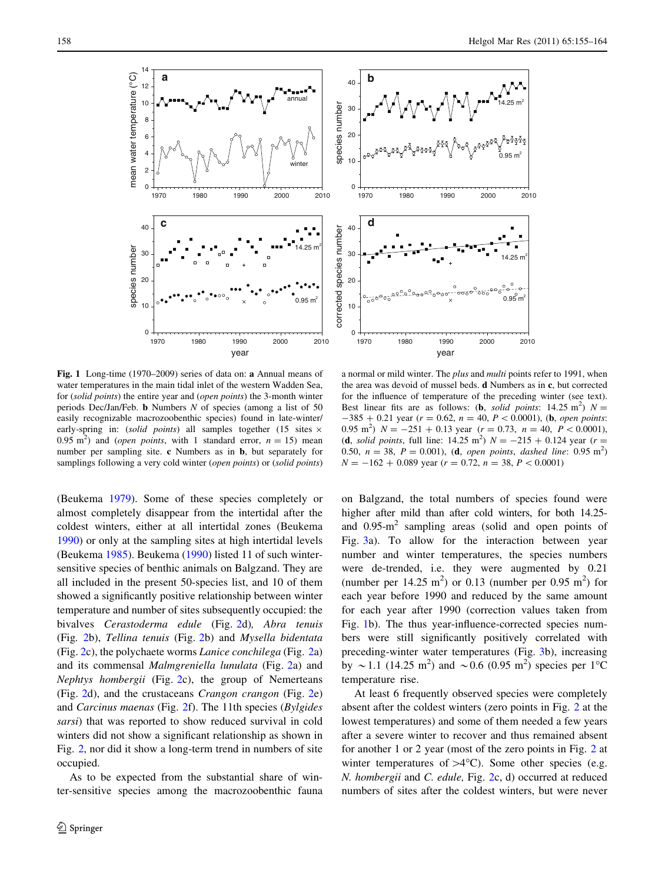**Fig. 1** Long-time (1970–2009) series of data on: **a** Annual means of water temperatures in the main tidal inlet of the western Wadden Sea, for (*solid points*) the entire year and (*open points*) the 3-month winter periods Dec/Jan/Feb. **b** Numbers $N$ of species (among a list of 50 easily recognizable macrozoobenthic species) found in late-winter/early-spring in: (*solid points*) all samples together (15 sites × 0.95 m$^2$) and (*open points*, with 1 standard error, $n = 15$) mean number per sampling site. **c** Numbers as in **b**, but separately for samplings following a very cold winter (*open points*) or (*solid points*) a normal or mild winter. The *plus* and *multi* points refer to 1991, when the area was devoid of mussel beds. **d** Numbers as in **c**, but corrected for the influence of temperature of the preceding winter (see text). Best linear fits are as follows: (**b**, *solid points*: 14.25 m$^2$) $N = -385 + 0.21$ year ($r = 0.62$, $n = 40$, $P < 0.0001$), (**b**, *open points*: 0.95 m$^2$) $N = -251 + 0.13$ year ($r = 0.73$, $n = 40$, $P < 0.0001$), (**d**, *solid points*, full line: 14.25 m$^2$) $N = -215 + 0.124$ year ($r = 0.50$, $n = 38$, $P = 0.001$), (**d**, *open points*, *dashed line*: 0.95 m$^2$) $N = -162 + 0.089$ year ($r = 0.72$, $n = 38$, $P < 0.0001$)

(Beukema 1979). Some of these species completely or almost completely disappear from the intertidal after the coldest winters, either at all intertidal zones (Beukema 1990) or only at the sampling sites at high intertidal levels (Beukema 1985). Beukema (1990) listed 11 of such winter-sensitive species of benthic animals on Balgzand. They are all included in the present 50-species list, and 10 of them showed a significantly positive relationship between winter temperature and number of sites subsequently occupied: the bivalves *Cerastoderma edule* (Fig. 2d), *Abra tenuis* (Fig. 2b), *Tellina tenuis* (Fig. 2b) and *Mysella bidentata* (Fig. 2c), the polychaete worms *Lanice conchilega* (Fig. 2a) and its commensal *Malmgreniella lunulata* (Fig. 2a) and *Nephtys hombergii* (Fig. 2c), and the group of Nemerteans (Fig. 2d), and the crustaceans *Crangon crangon* (Fig. 2e) and *Carcinus maenas* (Fig. 2f). The 11th species (*Bylgides sarsi*) that was reported to show reduced survival in cold winters did not show a significant relationship as shown in Fig. 2, nor did it show a long-term trend in numbers of site occupied.

As to be expected from the substantial share of winter-sensitive species among the macrozoobenthic fauna on Balgzand, the total numbers of species found were higher after mild than after cold winters, for both 14.25- and 0.95-m$^2$ sampling areas (solid and open points of Fig. 3a). To allow for the interaction between year number and winter temperatures, the species numbers were de-trended, i.e. they were augmented by 0.21 (number per 14.25 m$^2$) or 0.13 (number per 0.95 m$^2$) for each year before 1990 and reduced by the same amount for each year after 1990 (correction values taken from Fig. 1b). The thus year-influence-corrected species numbers were still significantly positively correlated with preceding-winter water temperatures (Fig. 3b), increasing by ~1.1 (14.25 m$^2$) and ~0.6 (0.95 m$^2$) species per 1°C temperature rise.

At least 6 frequently observed species were completely absent after the coldest winters (zero points in Fig. 2 at the lowest temperatures) and some of them needed a few years after a severe winter to recover and thus remained absent for another 1 or 2 year (most of the zero points in Fig. 2 at winter temperatures of >4°C). Some other species (e.g. *N. hombergii* and *C. edule,* Fig. 2c, d) occurred at reduced numbers of sites after the coldest winters, but were never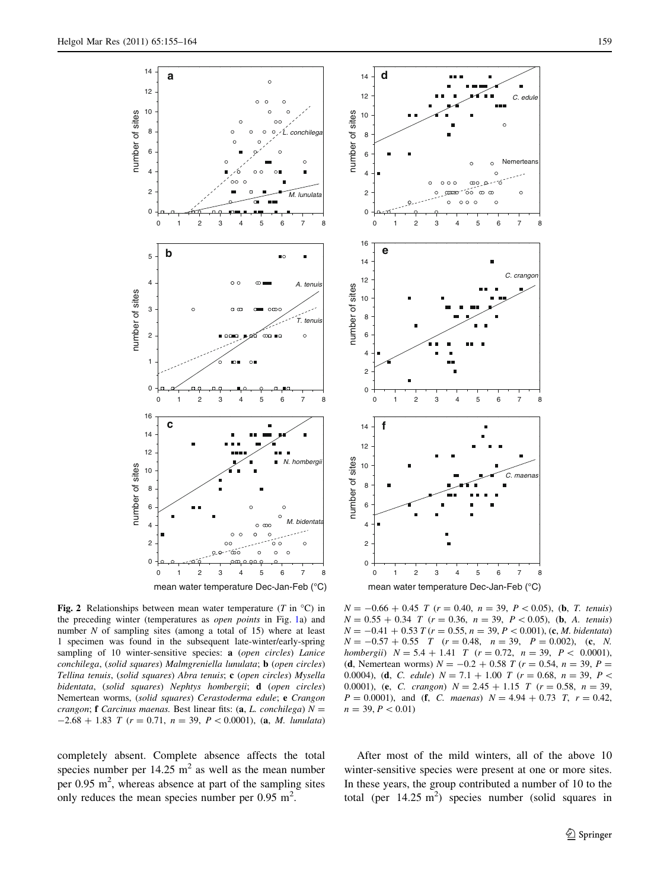**Fig. 2** Relationships between mean water temperature ($T$ in °C) in the preceding winter (temperatures as *open points* in Fig. 1a) and number $N$ of sampling sites (among a total of 15) where at least 1 specimen was found in the subsequent late-winter/early-spring sampling of 10 winter-sensitive species: **a** (*open circles*) *Lanice conchilega*, (*solid squares*) *Malmgreniella lunulata*; **b** (*open circles*) *Tellina tenuis*, (*solid squares*) *Abra tenuis*; **c** (*open circles*) *Mysella bidentata*, (*solid squares*) *Nephtys hombergii*; **d** (*open circles*) Nemertean worms, (*solid squares*) *Cerastoderma edule*; **e** *Crangon crangon*; **f** *Carcinus maenas*. Best linear fits: (**a**, *L. conchilega*) $N = -2.68 + 1.83\ T$ ($r = 0.71$, $n = 39$, $P < 0.0001$), (**a**, *M. lunulata*) $N = -0.66 + 0.45\ T$ ($r = 0.40$, $n = 39$, $P < 0.05$), (**b**, *T. tenuis*) $N = 0.55 + 0.34\ T$ ($r = 0.36$, $n = 39$, $P < 0.05$), (**b**, *A. tenuis*) $N = -0.41 + 0.53\ T$ ($r = 0.55$, $n = 39$, $P < 0.001$), (**c**, *M. bidentata*) $N = -0.57 + 0.55\ T$ ($r = 0.48$, $n = 39$, $P = 0.002$), (**c**, *N. hombergii*) $N = 5.4 + 1.41\ T$ ($r = 0.72$, $n = 39$, $P < 0.0001$), (**d**, Nemertean worms) $N = -0.2 + 0.58\ T$ ($r = 0.54$, $n = 39$, $P = 0.0004$), (**d**, *C. edule*) $N = 7.1 + 1.00\ T$ ($r = 0.68$, $n = 39$, $P < 0.0001$), (**e**, *C. crangon*) $N = 2.45 + 1.15\ T$ ($r = 0.58$, $n = 39$, $P = 0.0001$), and (**f**, *C. maenas*) $N = 4.94 + 0.73\ T$, $r = 0.42$, $n = 39$, $P < 0.01$)

completely absent. Complete absence affects the total species number per 14.25 $m^2$ as well as the mean number per 0.95 $m^2$, whereas absence at part of the sampling sites only reduces the mean species number per 0.95 $m^2$.

After most of the mild winters, all of the above 10 winter-sensitive species were present at one or more sites. In these years, the group contributed a number of 10 to the total (per 14.25 $m^2$) species number (solid squares in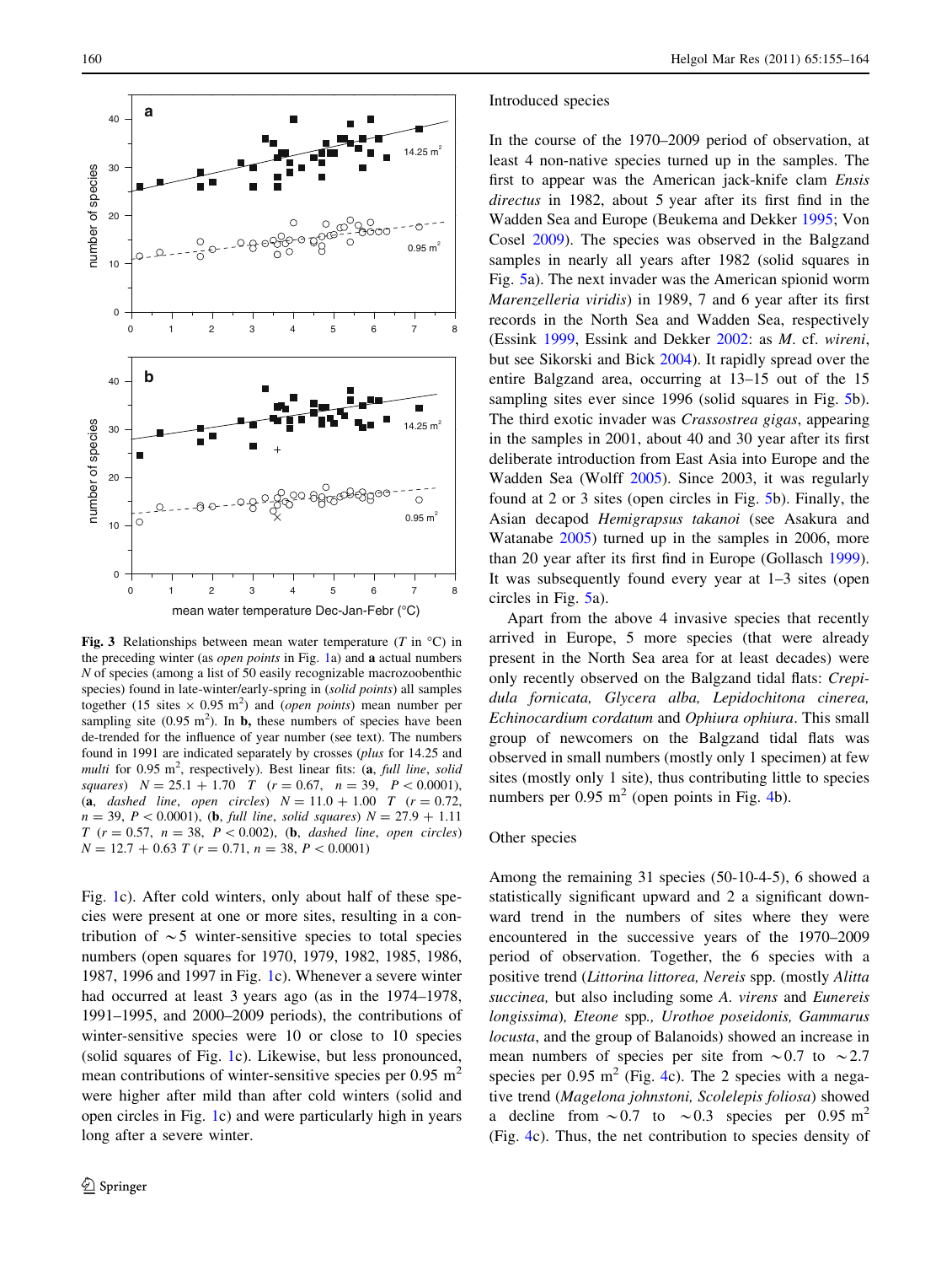Fig. 3 Relationships between mean water temperature ($T$ in °C) in the preceding winter (as *open points* in Fig. 1a) and **a** actual numbers $N$ of species (among a list of 50 easily recognizable macrozoobenthic species) found in late-winter/early-spring in (*solid points*) all samples together (15 sites × 0.95 m$^2$) and (*open points*) mean number per sampling site (0.95 m$^2$). In **b,** these numbers of species have been de-trended for the influence of year number (see text). The numbers found in 1991 are indicated separately by crosses (*plus* for 14.25 and *multi* for 0.95 m$^2$, respectively). Best linear fits: (**a**, *full line*, *solid squares*) $N = 25.1 + 1.70\ T$ ($r = 0.67$, $n = 39$, $P < 0.0001$), (**a**, *dashed line*, *open circles*) $N = 11.0 + 1.00\ T$ ($r = 0.72$, $n = 39$, $P < 0.0001$), (**b**, *full line*, *solid squares*) $N = 27.9 + 1.11\ T$ ($r = 0.57$, $n = 38$, $P < 0.002$), (**b**, *dashed line*, *open circles*) $N = 12.7 + 0.63\ T$ ($r = 0.71$, $n = 38$, $P < 0.0001$)

Fig. 1c). After cold winters, only about half of these species were present at one or more sites, resulting in a contribution of ~5 winter-sensitive species to total species numbers (open squares for 1970, 1979, 1982, 1985, 1986, 1987, 1996 and 1997 in Fig. 1c). Whenever a severe winter had occurred at least 3 years ago (as in the 1974–1978, 1991–1995, and 2000–2009 periods), the contributions of winter-sensitive species were 10 or close to 10 species (solid squares of Fig. 1c). Likewise, but less pronounced, mean contributions of winter-sensitive species per 0.95 m$^2$ were higher after mild than after cold winters (solid and open circles in Fig. 1c) and were particularly high in years long after a severe winter.

### Introduced species

In the course of the 1970–2009 period of observation, at least 4 non-native species turned up in the samples. The first to appear was the American jack-knife clam *Ensis directus* in 1982, about 5 year after its first find in the Wadden Sea and Europe (Beukema and Dekker 1995; Von Cosel 2009). The species was observed in the Balgzand samples in nearly all years after 1982 (solid squares in Fig. 5a). The next invader was the American spionid worm *Marenzelleria viridis*) in 1989, 7 and 6 year after its first records in the North Sea and Wadden Sea, respectively (Essink 1999, Essink and Dekker 2002: as *M.* cf. *wireni*, but see Sikorski and Bick 2004). It rapidly spread over the entire Balgzand area, occurring at 13–15 out of the 15 sampling sites ever since 1996 (solid squares in Fig. 5b). The third exotic invader was *Crassostrea gigas*, appearing in the samples in 2001, about 40 and 30 year after its first deliberate introduction from East Asia into Europe and the Wadden Sea (Wolff 2005). Since 2003, it was regularly found at 2 or 3 sites (open circles in Fig. 5b). Finally, the Asian decapod *Hemigrapsus takanoi* (see Asakura and Watanabe 2005) turned up in the samples in 2006, more than 20 year after its first find in Europe (Gollasch 1999). It was subsequently found every year at 1–3 sites (open circles in Fig. 5a).

Apart from the above 4 invasive species that recently arrived in Europe, 5 more species (that were already present in the North Sea area for at least decades) were only recently observed on the Balgzand tidal flats: *Crepidula fornicata, Glycera alba, Lepidochitona cinerea, Echinocardium cordatum* and *Ophiura ophiura*. This small group of newcomers on the Balgzand tidal flats was observed in small numbers (mostly only 1 specimen) at few sites (mostly only 1 site), thus contributing little to species numbers per 0.95 m$^2$ (open points in Fig. 4b).

### Other species

Among the remaining 31 species (50-10-4-5), 6 showed a statistically significant upward and 2 a significant downward trend in the numbers of sites where they were encountered in the successive years of the 1970–2009 period of observation. Together, the 6 species with a positive trend (*Littorina littorea, Nereis* spp. (mostly *Alitta succinea,* but also including some *A. virens* and *Eunereis longissima*)*, Eteone* spp.*, Urothoe poseidonis, Gammarus locusta*, and the group of Balanoids) showed an increase in mean numbers of species per site from ~0.7 to ~2.7 species per 0.95 m$^2$ (Fig. 4c). The 2 species with a negative trend (*Magelona johnstoni, Scolelepis foliosa*) showed a decline from ~0.7 to ~0.3 species per 0.95 m$^2$ (Fig. 4c). Thus, the net contribution to species density of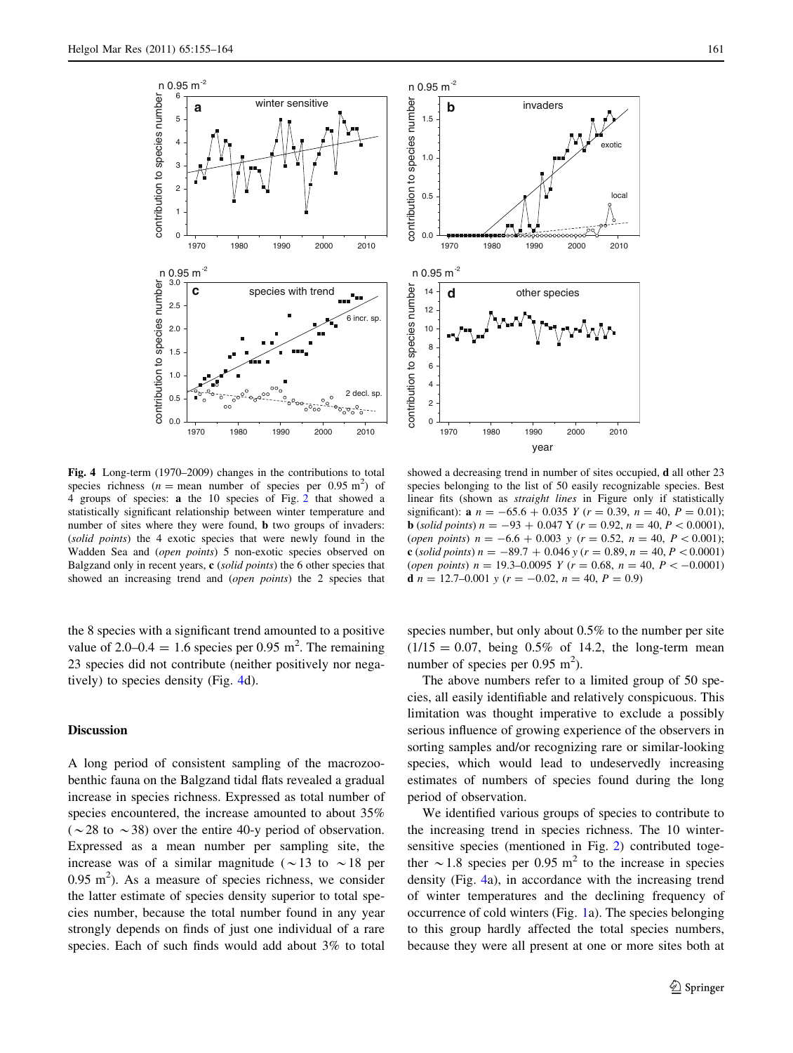Fig. 4 Long-term (1970–2009) changes in the contributions to total species richness ($n$ = mean number of species per 0.95 $m^2$) of 4 groups of species: **a** the 10 species of Fig. 2 that showed a statistically significant relationship between winter temperature and number of sites where they were found, **b** two groups of invaders: (*solid points*) the 4 exotic species that were newly found in the Wadden Sea and (*open points*) 5 non-exotic species observed on Balgzand only in recent years, **c** (*solid points*) the 6 other species that showed an increasing trend and (*open points*) the 2 species that showed a decreasing trend in number of sites occupied, **d** all other 23 species belonging to the list of 50 easily recognizable species. Best linear fits (shown as *straight lines* in Figure only if statistically significant): **a** $n = -65.6 + 0.035\ Y$ ($r = 0.39$, $n = 40$, $P = 0.01$); **b** (*solid points*) $n = -93 + 0.047\ Y$ ($r = 0.92$, $n = 40$, $P < 0.0001$), (*open points*) $n = -6.6 + 0.003\ y$ ($r = 0.52$, $n = 40$, $P < 0.001$); **c** (*solid points*) $n = -89.7 + 0.046\ y$ ($r = 0.89$, $n = 40$, $P < 0.0001$) (*open points*) $n = 19.3–0.0095\ Y$ ($r = 0.68$, $n = 40$, $P < -0.0001$) **d** $n = 12.7–0.001\ y$ ($r = -0.02$, $n = 40$, $P = 0.9$)

the 8 species with a significant trend amounted to a positive value of $2.0–0.4 = 1.6$ species per 0.95 $m^2$. The remaining 23 species did not contribute (neither positively nor negatively) to species density (Fig. 4d).

## Discussion

A long period of consistent sampling of the macrozoobenthic fauna on the Balgzand tidal flats revealed a gradual increase in species richness. Expressed as total number of species encountered, the increase amounted to about 35% (~28 to ~38) over the entire 40-y period of observation. Expressed as a mean number per sampling site, the increase was of a similar magnitude (~13 to ~18 per 0.95 $m^2$). As a measure of species richness, we consider the latter estimate of species density superior to total species number, because the total number found in any year strongly depends on finds of just one individual of a rare species. Each of such finds would add about 3% to total species number, but only about 0.5% to the number per site ($1/15 = 0.07$, being 0.5% of 14.2, the long-term mean number of species per 0.95 $m^2$).

The above numbers refer to a limited group of 50 species, all easily identifiable and relatively conspicuous. This limitation was thought imperative to exclude a possibly serious influence of growing experience of the observers in sorting samples and/or recognizing rare or similar-looking species, which would lead to undeservedly increasing estimates of numbers of species found during the long period of observation.

We identified various groups of species to contribute to the increasing trend in species richness. The 10 winter-sensitive species (mentioned in Fig. 2) contributed together ~1.8 species per 0.95 $m^2$ to the increase in species density (Fig. 4a), in accordance with the increasing trend of winter temperatures and the declining frequency of occurrence of cold winters (Fig. 1a). The species belonging to this group hardly affected the total species numbers, because they were all present at one or more sites both at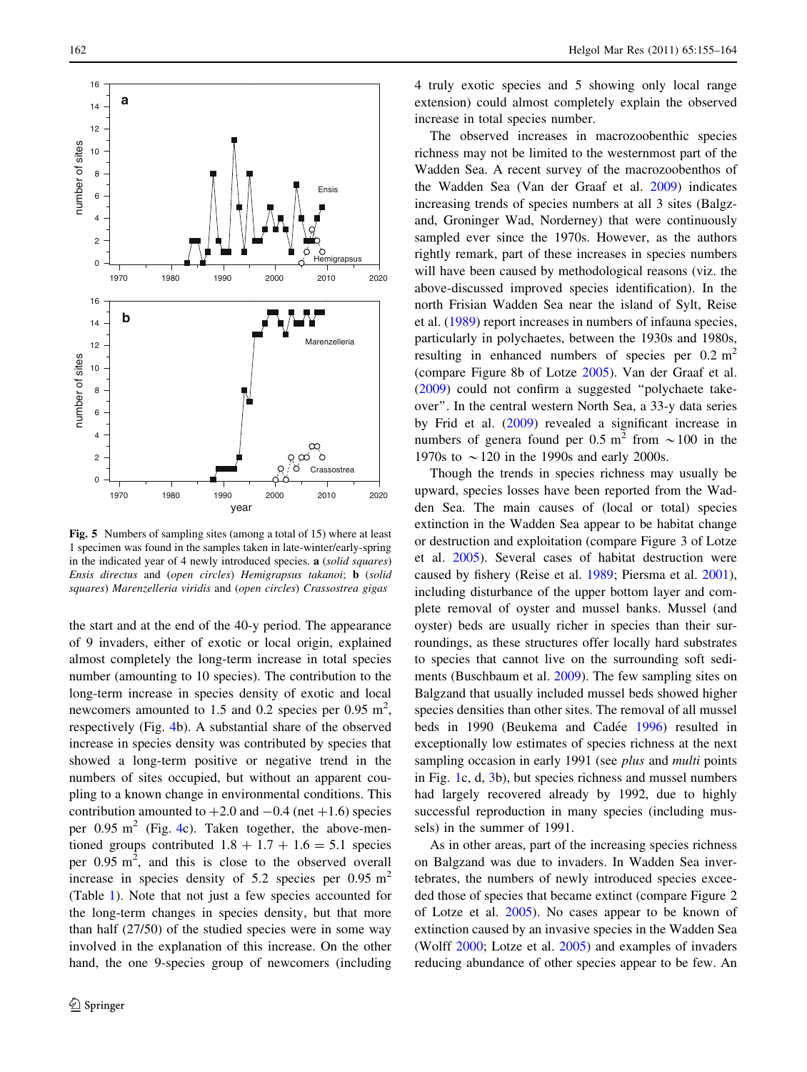**Fig. 5** Numbers of sampling sites (among a total of 15) where at least 1 specimen was found in the samples taken in late-winter/early-spring in the indicated year of 4 newly introduced species. **a** (*solid squares*) *Ensis directus* and (*open circles*) *Hemigrapsus takanoi*; **b** (*solid squares*) *Marenzelleria viridis* and (*open circles*) *Crassostrea gigas*

the start and at the end of the 40-y period. The appearance of 9 invaders, either of exotic or local origin, explained almost completely the long-term increase in total species number (amounting to 10 species). The contribution to the long-term increase in species density of exotic and local newcomers amounted to 1.5 and 0.2 species per 0.95 $m^2$, respectively (Fig. 4b). A substantial share of the observed increase in species density was contributed by species that showed a long-term positive or negative trend in the numbers of sites occupied, but without an apparent coupling to a known change in environmental conditions. This contribution amounted to +2.0 and −0.4 (net +1.6) species per 0.95 $m^2$ (Fig. 4c). Taken together, the above-mentioned groups contributed $1.8 + 1.7 + 1.6 = 5.1$ species per 0.95 $m^2$, and this is close to the observed overall increase in species density of 5.2 species per 0.95 $m^2$ (Table 1). Note that not just a few species accounted for the long-term changes in species density, but that more than half (27/50) of the studied species were in some way involved in the explanation of this increase. On the other hand, the one 9-species group of newcomers (including 4 truly exotic species and 5 showing only local range extension) could almost completely explain the observed increase in total species number.

The observed increases in macrozoobenthic species richness may not be limited to the westernmost part of the Wadden Sea. A recent survey of the macrozoobenthos of the Wadden Sea (Van der Graaf et al. 2009) indicates increasing trends of species numbers at all 3 sites (Balgzand, Groninger Wad, Norderney) that were continuously sampled ever since the 1970s. However, as the authors rightly remark, part of these increases in species numbers will have been caused by methodological reasons (viz. the above-discussed improved species identification). In the north Frisian Wadden Sea near the island of Sylt, Reise et al. (1989) report increases in numbers of infauna species, particularly in polychaetes, between the 1930s and 1980s, resulting in enhanced numbers of species per 0.2 $m^2$ (compare Figure 8b of Lotze 2005). Van der Graaf et al. (2009) could not confirm a suggested "polychaete takeover". In the central western North Sea, a 33-y data series by Frid et al. (2009) revealed a significant increase in numbers of genera found per 0.5 $m^2$ from ∼100 in the 1970s to ∼120 in the 1990s and early 2000s.

Though the trends in species richness may usually be upward, species losses have been reported from the Wadden Sea. The main causes of (local or total) species extinction in the Wadden Sea appear to be habitat change or destruction and exploitation (compare Figure 3 of Lotze et al. 2005). Several cases of habitat destruction were caused by fishery (Reise et al. 1989; Piersma et al. 2001), including disturbance of the upper bottom layer and complete removal of oyster and mussel banks. Mussel (and oyster) beds are usually richer in species than their surroundings, as these structures offer locally hard substrates to species that cannot live on the surrounding soft sediments (Buschbaum et al. 2009). The few sampling sites on Balgzand that usually included mussel beds showed higher species densities than other sites. The removal of all mussel beds in 1990 (Beukema and Cadée 1996) resulted in exceptionally low estimates of species richness at the next sampling occasion in early 1991 (see *plus* and *multi* points in Fig. 1c, d, 3b), but species richness and mussel numbers had largely recovered already by 1992, due to highly successful reproduction in many species (including mussels) in the summer of 1991.

As in other areas, part of the increasing species richness on Balgzand was due to invaders. In Wadden Sea invertebrates, the numbers of newly introduced species exceeded those of species that became extinct (compare Figure 2 of Lotze et al. 2005). No cases appear to be known of extinction caused by an invasive species in the Wadden Sea (Wolff 2000; Lotze et al. 2005) and examples of invaders reducing abundance of other species appear to be few. An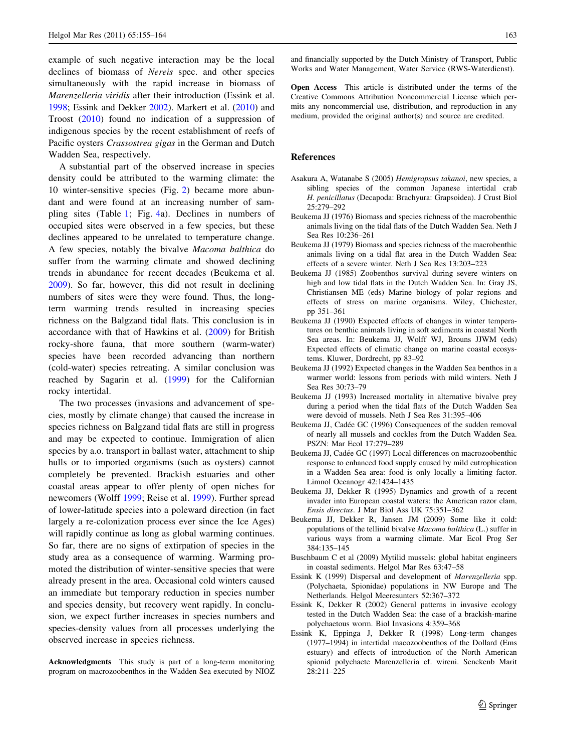example of such negative interaction may be the local declines of biomass of *Nereis* spec. and other species simultaneously with the rapid increase in biomass of *Marenzelleria viridis* after their introduction (Essink et al. 1998; Essink and Dekker 2002). Markert et al. (2010) and Troost (2010) found no indication of a suppression of indigenous species by the recent establishment of reefs of Pacific oysters *Crassostrea gigas* in the German and Dutch Wadden Sea, respectively.

A substantial part of the observed increase in species density could be attributed to the warming climate: the 10 winter-sensitive species (Fig. 2) became more abundant and were found at an increasing number of sampling sites (Table 1; Fig. 4a). Declines in numbers of occupied sites were observed in a few species, but these declines appeared to be unrelated to temperature change. A few species, notably the bivalve *Macoma balthica* do suffer from the warming climate and showed declining trends in abundance for recent decades (Beukema et al. 2009). So far, however, this did not result in declining numbers of sites were they were found. Thus, the long-term warming trends resulted in increasing species richness on the Balgzand tidal flats. This conclusion is in accordance with that of Hawkins et al. (2009) for British rocky-shore fauna, that more southern (warm-water) species have been recorded advancing than northern (cold-water) species retreating. A similar conclusion was reached by Sagarin et al. (1999) for the Californian rocky intertidal.

The two processes (invasions and advancement of species, mostly by climate change) that caused the increase in species richness on Balgzand tidal flats are still in progress and may be expected to continue. Immigration of alien species by a.o. transport in ballast water, attachment to ship hulls or to imported organisms (such as oysters) cannot completely be prevented. Brackish estuaries and other coastal areas appear to offer plenty of open niches for newcomers (Wolff 1999; Reise et al. 1999). Further spread of lower-latitude species into a poleward direction (in fact largely a re-colonization process ever since the Ice Ages) will rapidly continue as long as global warming continues. So far, there are no signs of extirpation of species in the study area as a consequence of warming. Warming promoted the distribution of winter-sensitive species that were already present in the area. Occasional cold winters caused an immediate but temporary reduction in species number and species density, but recovery went rapidly. In conclusion, we expect further increases in species numbers and species-density values from all processes underlying the observed increase in species richness.

**Acknowledgments** This study is part of a long-term monitoring program on macrozoobenthos in the Wadden Sea executed by NIOZ and financially supported by the Dutch Ministry of Transport, Public Works and Water Management, Water Service (RWS-Waterdienst).

**Open Access** This article is distributed under the terms of the Creative Commons Attribution Noncommercial License which permits any noncommercial use, distribution, and reproduction in any medium, provided the original author(s) and source are credited.

## References

Asakura A, Watanabe S (2005) *Hemigrapsus takanoi*, new species, a sibling species of the common Japanese intertidal crab *H. penicillatus* (Decapoda: Brachyura: Grapsoidea). J Crust Biol 25:279–292

Beukema JJ (1976) Biomass and species richness of the macrobenthic animals living on the tidal flats of the Dutch Wadden Sea. Neth J Sea Res 10:236–261

Beukema JJ (1979) Biomass and species richness of the macrobenthic animals living on a tidal flat area in the Dutch Wadden Sea: effects of a severe winter. Neth J Sea Res 13:203–223

Beukema JJ (1985) Zoobenthos survival during severe winters on high and low tidal flats in the Dutch Wadden Sea. In: Gray JS, Christiansen ME (eds) Marine biology of polar regions and effects of stress on marine organisms. Wiley, Chichester, pp 351–361

Beukema JJ (1990) Expected effects of changes in winter temperatures on benthic animals living in soft sediments in coastal North Sea areas. In: Beukema JJ, Wolff WJ, Brouns JJWM (eds) Expected effects of climatic change on marine coastal ecosystems. Kluwer, Dordrecht, pp 83–92

Beukema JJ (1992) Expected changes in the Wadden Sea benthos in a warmer world: lessons from periods with mild winters. Neth J Sea Res 30:73–79

Beukema JJ (1993) Increased mortality in alternative bivalve prey during a period when the tidal flats of the Dutch Wadden Sea were devoid of mussels. Neth J Sea Res 31:395–406

Beukema JJ, Cadée GC (1996) Consequences of the sudden removal of nearly all mussels and cockles from the Dutch Wadden Sea. PSZN: Mar Ecol 17:279–289

Beukema JJ, Cadée GC (1997) Local differences on macrozoobenthic response to enhanced food supply caused by mild eutrophication in a Wadden Sea area: food is only locally a limiting factor. Limnol Oceanogr 42:1424–1435

Beukema JJ, Dekker R (1995) Dynamics and growth of a recent invader into European coastal waters: the American razor clam, *Ensis directus*. J Mar Biol Ass UK 75:351–362

Beukema JJ, Dekker R, Jansen JM (2009) Some like it cold: populations of the tellinid bivalve *Macoma balthica* (L.) suffer in various ways from a warming climate. Mar Ecol Prog Ser 384:135–145

Buschbaum C et al (2009) Mytilid mussels: global habitat engineers in coastal sediments. Helgol Mar Res 63:47–58

Essink K (1999) Dispersal and development of *Marenzelleria* spp. (Polychaeta, Spionidae) populations in NW Europe and The Netherlands. Helgol Meeresunters 52:367–372

Essink K, Dekker R (2002) General patterns in invasive ecology tested in the Dutch Wadden Sea: the case of a brackish-marine polychaetous worm. Biol Invasions 4:359–368

Essink K, Eppinga J, Dekker R (1998) Long-term changes (1977–1994) in intertidal macozoobenthos of the Dollard (Ems estuary) and effects of introduction of the North American spionid polychaete Marenzelleria cf. wireni. Senckenb Marit 28:211–225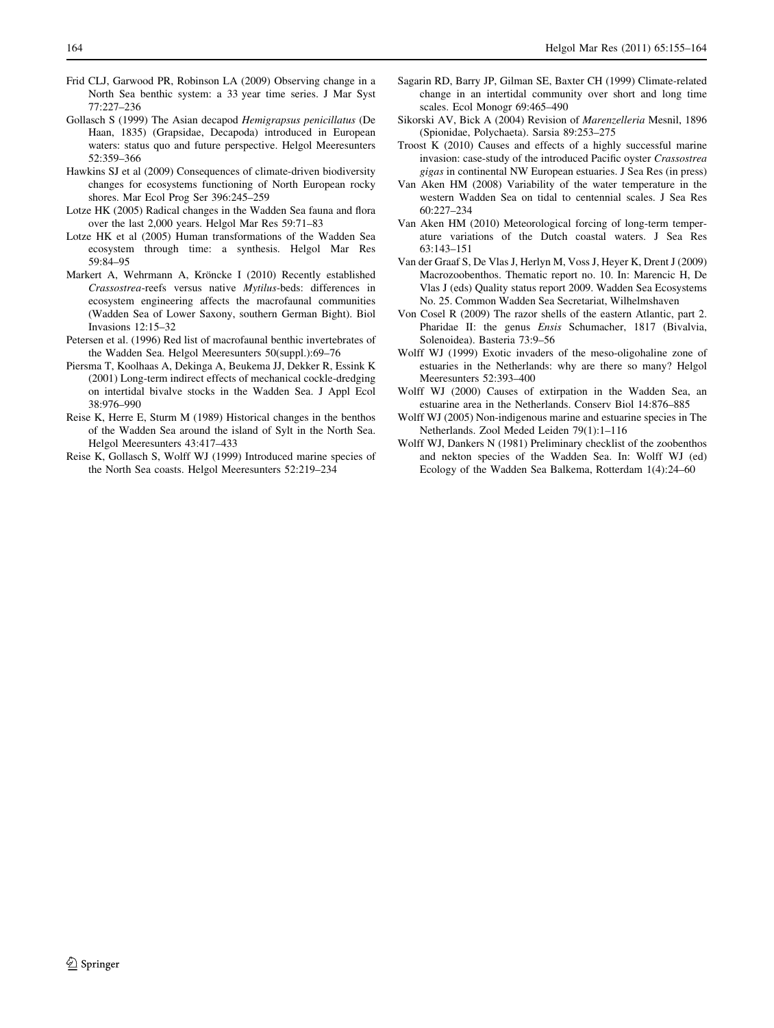Frid CLJ, Garwood PR, Robinson LA (2009) Observing change in a North Sea benthic system: a 33 year time series. J Mar Syst 77:227–236

Gollasch S (1999) The Asian decapod *Hemigrapsus penicillatus* (De Haan, 1835) (Grapsidae, Decapoda) introduced in European waters: status quo and future perspective. Helgol Meeresunters 52:359–366

Hawkins SJ et al (2009) Consequences of climate-driven biodiversity changes for ecosystems functioning of North European rocky shores. Mar Ecol Prog Ser 396:245–259

Lotze HK (2005) Radical changes in the Wadden Sea fauna and flora over the last 2,000 years. Helgol Mar Res 59:71–83

Lotze HK et al (2005) Human transformations of the Wadden Sea ecosystem through time: a synthesis. Helgol Mar Res 59:84–95

Markert A, Wehrmann A, Kröncke I (2010) Recently established *Crassostrea*-reefs versus native *Mytilus*-beds: differences in ecosystem engineering affects the macrofaunal communities (Wadden Sea of Lower Saxony, southern German Bight). Biol Invasions 12:15–32

Petersen et al. (1996) Red list of macrofaunal benthic invertebrates of the Wadden Sea. Helgol Meeresunters 50(suppl.):69–76

Piersma T, Koolhaas A, Dekinga A, Beukema JJ, Dekker R, Essink K (2001) Long-term indirect effects of mechanical cockle-dredging on intertidal bivalve stocks in the Wadden Sea. J Appl Ecol 38:976–990

Reise K, Herre E, Sturm M (1989) Historical changes in the benthos of the Wadden Sea around the island of Sylt in the North Sea. Helgol Meeresunters 43:417–433

Reise K, Gollasch S, Wolff WJ (1999) Introduced marine species of the North Sea coasts. Helgol Meeresunters 52:219–234

Sagarin RD, Barry JP, Gilman SE, Baxter CH (1999) Climate-related change in an intertidal community over short and long time scales. Ecol Monogr 69:465–490

Sikorski AV, Bick A (2004) Revision of *Marenzelleria* Mesnil, 1896 (Spionidae, Polychaeta). Sarsia 89:253–275

Troost K (2010) Causes and effects of a highly successful marine invasion: case-study of the introduced Pacific oyster *Crassostrea gigas* in continental NW European estuaries. J Sea Res (in press)

Van Aken HM (2008) Variability of the water temperature in the western Wadden Sea on tidal to centennial scales. J Sea Res 60:227–234

Van Aken HM (2010) Meteorological forcing of long-term temperature variations of the Dutch coastal waters. J Sea Res 63:143–151

Van der Graaf S, De Vlas J, Herlyn M, Voss J, Heyer K, Drent J (2009) Macrozoobenthos. Thematic report no. 10. In: Marencic H, De Vlas J (eds) Quality status report 2009. Wadden Sea Ecosystems No. 25. Common Wadden Sea Secretariat, Wilhelmshaven

Von Cosel R (2009) The razor shells of the eastern Atlantic, part 2. Pharidae II: the genus *Ensis* Schumacher, 1817 (Bivalvia, Solenoidea). Basteria 73:9–56

Wolff WJ (1999) Exotic invaders of the meso-oligohaline zone of estuaries in the Netherlands: why are there so many? Helgol Meeresunters 52:393–400

Wolff WJ (2000) Causes of extirpation in the Wadden Sea, an estuarine area in the Netherlands. Conserv Biol 14:876–885

Wolff WJ (2005) Non-indigenous marine and estuarine species in The Netherlands. Zool Meded Leiden 79(1):1–116

Wolff WJ, Dankers N (1981) Preliminary checklist of the zoobenthos and nekton species of the Wadden Sea. In: Wolff WJ (ed) Ecology of the Wadden Sea Balkema, Rotterdam 1(4):24–60